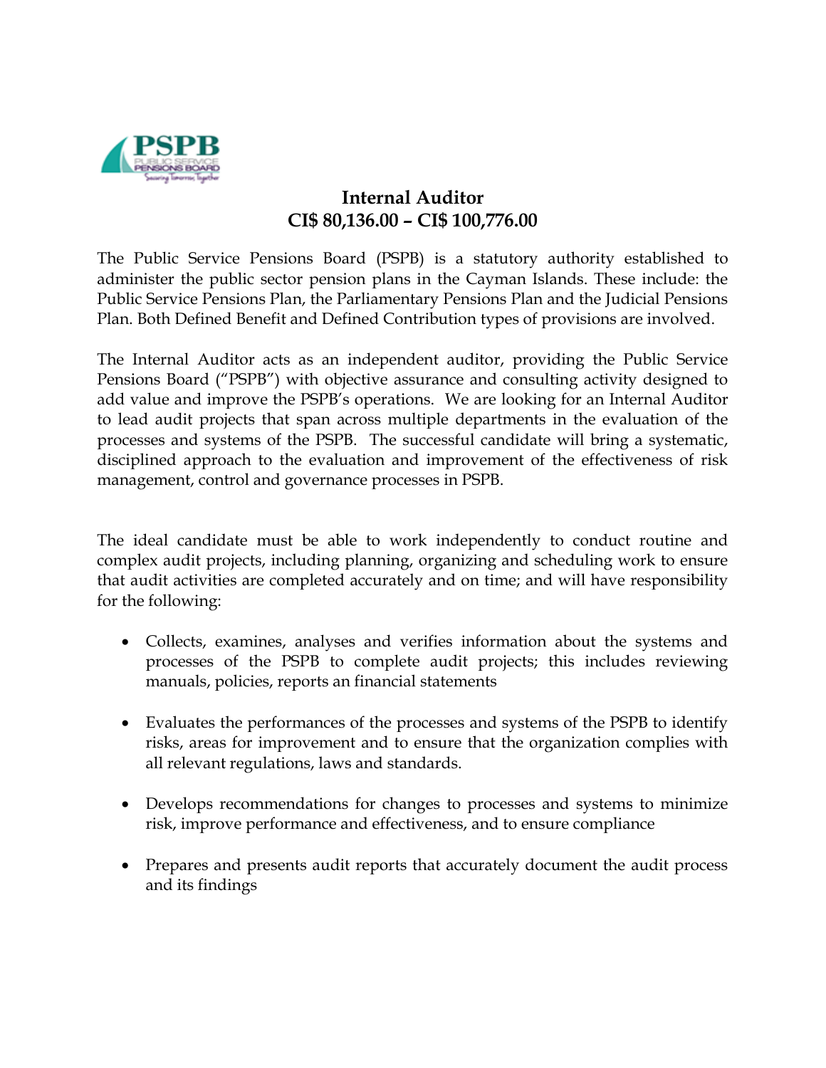# Internal Auditor

## CI$ 80,136.00 – CI$ 100,776.00

The Public Service Pensions Board (PSPB) is a statutory authority established to administer the public sector pension plans in the Cayman Islands. These include: the Public Service Pensions Plan, the Parliamentary Pensions Plan and the Judicial Pensions Plan. Both Defined Benefit and Defined Contribution types of provisions are involved.

The Internal Auditor acts as an independent auditor, providing the Public Service Pensions Board ("PSPB") with objective assurance and consulting activity designed to add value and improve the PSPB's operations. We are looking for an Internal Auditor to lead audit projects that span across multiple departments in the evaluation of the processes and systems of the PSPB. The successful candidate will bring a systematic, disciplined approach to the evaluation and improvement of the effectiveness of risk management, control and governance processes in PSPB.

The ideal candidate must be able to work independently to conduct routine and complex audit projects, including planning, organizing and scheduling work to ensure that audit activities are completed accurately and on time; and will have responsibility for the following:

- Collects, examines, analyses and verifies information about the systems and processes of the PSPB to complete audit projects; this includes reviewing manuals, policies, reports an financial statements
- Evaluates the performances of the processes and systems of the PSPB to identify risks, areas for improvement and to ensure that the organization complies with all relevant regulations, laws and standards.
- Develops recommendations for changes to processes and systems to minimize risk, improve performance and effectiveness, and to ensure compliance
- Prepares and presents audit reports that accurately document the audit process and its findings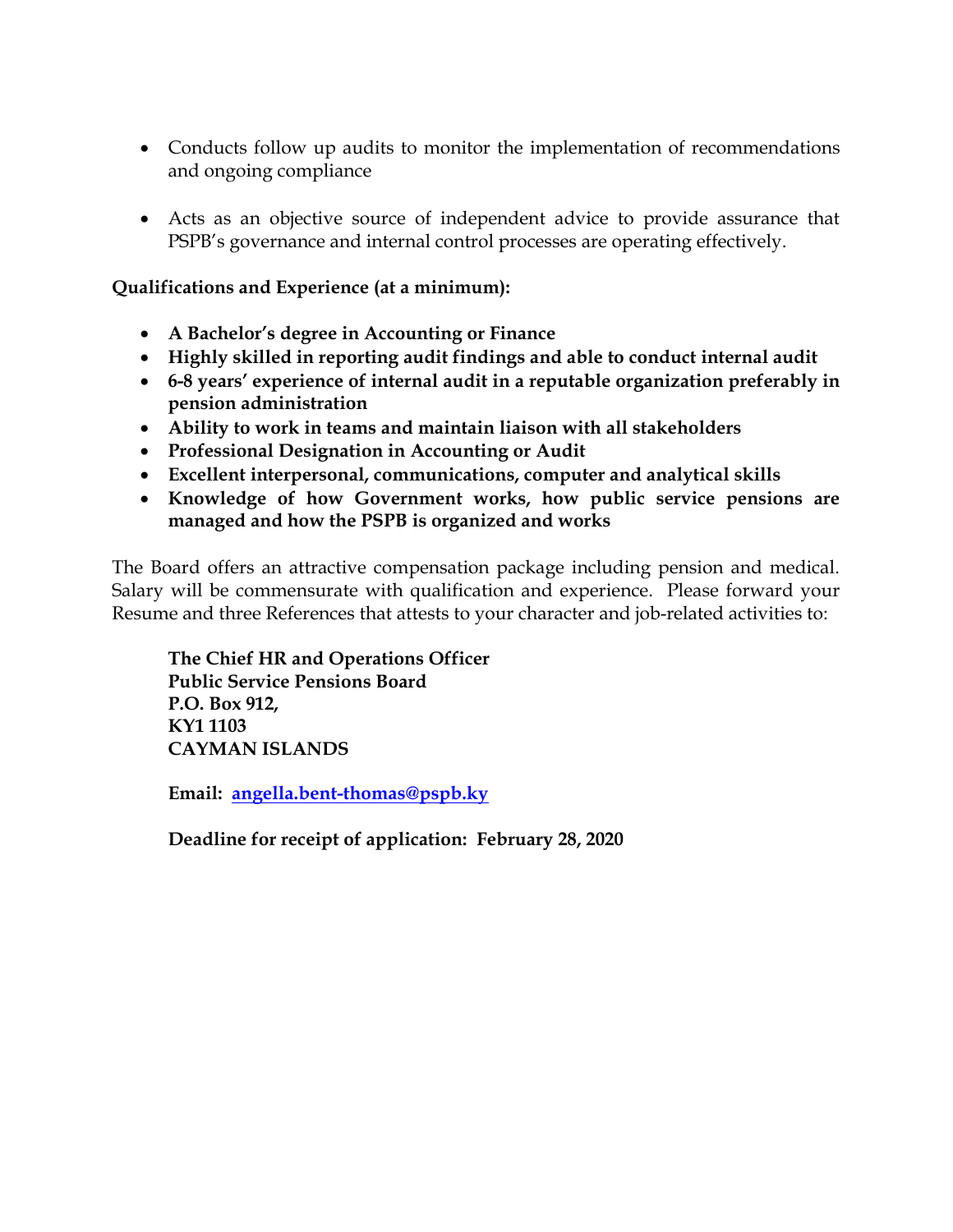- Conducts follow up audits to monitor the implementation of recommendations and ongoing compliance

- Acts as an objective source of independent advice to provide assurance that PSPB's governance and internal control processes are operating effectively.

**Qualifications and Experience (at a minimum):**

- **A Bachelor's degree in Accounting or Finance**
- **Highly skilled in reporting audit findings and able to conduct internal audit**
- **6-8 years' experience of internal audit in a reputable organization preferably in pension administration**
- **Ability to work in teams and maintain liaison with all stakeholders**
- **Professional Designation in Accounting or Audit**
- **Excellent interpersonal, communications, computer and analytical skills**
- **Knowledge of how Government works, how public service pensions are managed and how the PSPB is organized and works**

The Board offers an attractive compensation package including pension and medical. Salary will be commensurate with qualification and experience. Please forward your Resume and three References that attests to your character and job-related activities to:

**The Chief HR and Operations Officer**
**Public Service Pensions Board**
**P.O. Box 912,**
**KY1 1103**
**CAYMAN ISLANDS**

**Email:** **angella.bent-thomas@pspb.ky**

**Deadline for receipt of application: February 28, 2020**